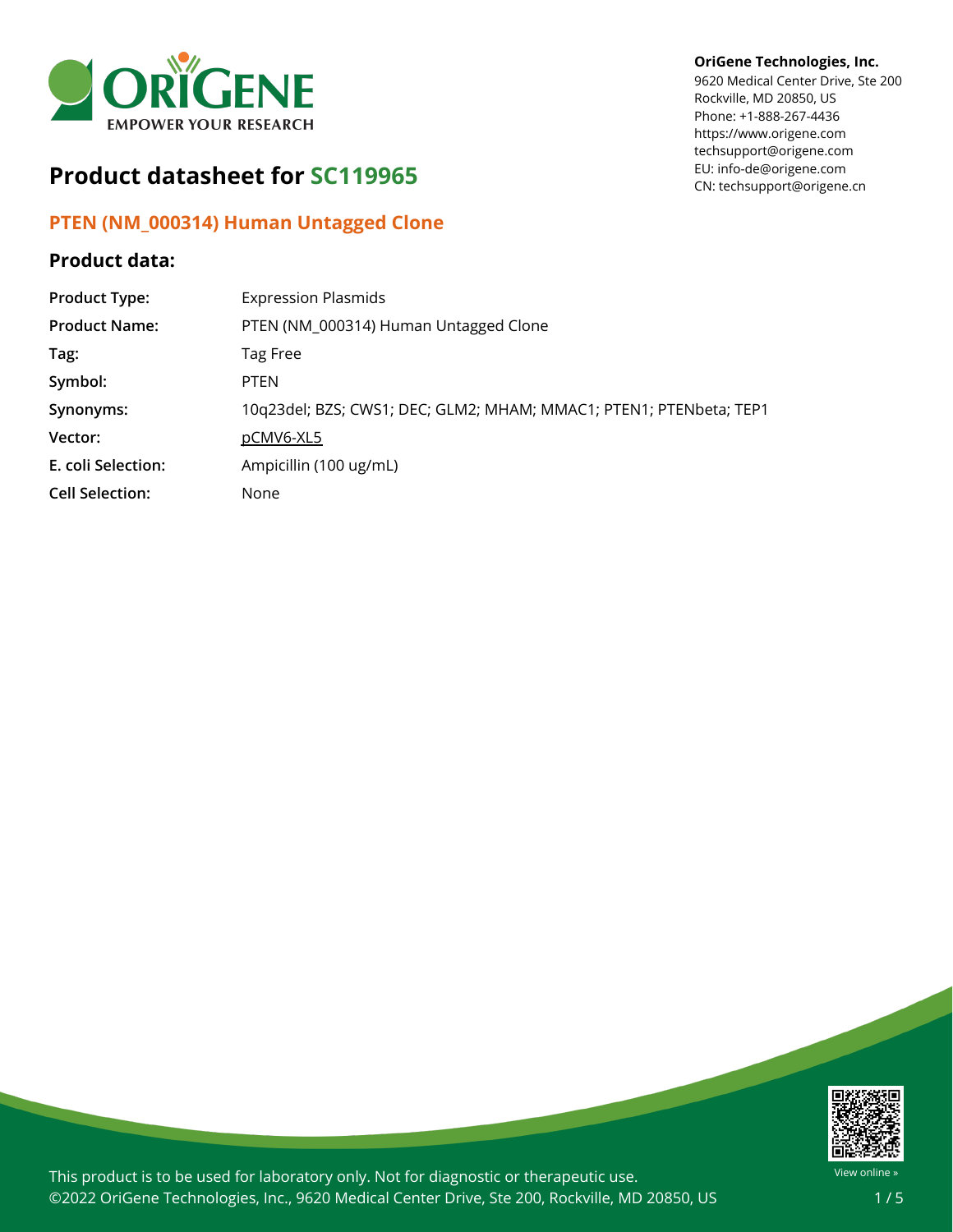**OriGene Technologies, Inc.**
9620 Medical Center Drive, Ste 200
Rockville, MD 20850, US
Phone: +1-888-267-4436
https://www.origene.com
techsupport@origene.com
EU: info-de@origene.com
CN: techsupport@origene.cn

# Product datasheet for SC119965

## PTEN (NM_000314) Human Untagged Clone

### Product data:

| | |
|---|---|
| **Product Type:** | Expression Plasmids |
| **Product Name:** | PTEN (NM_000314) Human Untagged Clone |
| **Tag:** | Tag Free |
| **Symbol:** | PTEN |
| **Synonyms:** | 10q23del; BZS; CWS1; DEC; GLM2; MHAM; MMAC1; PTEN1; PTENbeta; TEP1 |
| **Vector:** | pCMV6-XL5 |
| **E. coli Selection:** | Ampicillin (100 ug/mL) |
| **Cell Selection:** | None |

This product is to be used for laboratory only. Not for diagnostic or therapeutic use.
©2022 OriGene Technologies, Inc., 9620 Medical Center Drive, Ste 200, Rockville, MD 20850, US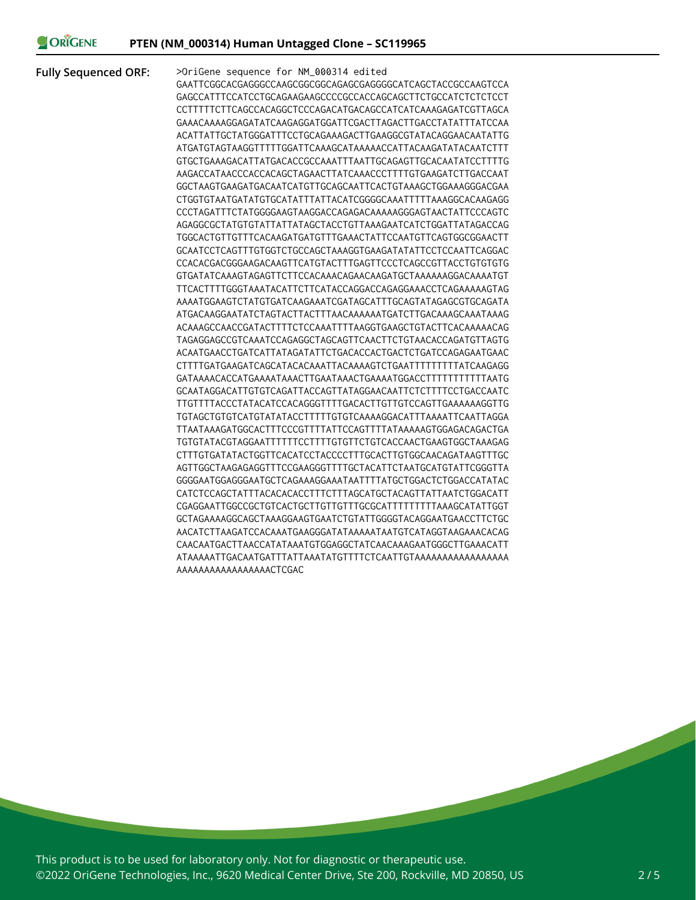**Fully Sequenced ORF:**

```
>OriGene sequence for NM_000314 edited
GAATTCGGCACGAGGGCCAAGCGGCGGCAGAGCGAGGGGCATCAGCTACCGCCAAGTCCA
GAGCCATTTCCATCCTGCAGAAGAAGCCCCGCCACCAGCAGCTTCTGCCATCTCTCTCCT
CCTTTTTCTTCAGCCACAGGCTCCCAGACATGACAGCCATCATCAAAGAGATCGTTAGCA
GAAACAAAAGGAGATATCAAGAGGATGGATTCGACTTAGACTTGACCTATATTTATCCAA
ACATTATTGCTATGGGATTTCCTGCAGAAAGACTTGAAGGCGTATACAGGAACAATATTG
ATGATGTAGTAAGGTTTTTGGATTCAAAGCATAAAAACCATTACAAGATATACAATCTTT
GTGCTGAAAGACATTATGACACCGCCAAATTTAATTGCAGAGTTGCACAATATCCTTTTG
AAGACCATAACCCACCACAGCTAGAACTTATCAAACCCTTTTGTGAAGATCTTGACCAAT
GGCTAAGTGAAGATGACAATCATGTTGCAGCAATTCACTGTAAAGCTGGAAAGGGACGAA
CTGGTGTAATGATATGTGCATATTTATTACATCGGGGCAAATTTTTAAAGGCACAAGAGG
CCCTAGATTTCTATGGGGAAGTAAGGACCAGAGACAAAAAGGGAGTAACTATTCCCAGTC
AGAGGCGCTATGTGTATTATTATAGCTACCTGTTAAAGAATCATCTGGATTATAGACCAG
TGGCACTGTTGTTTCACAAGATGATGTTTGAAACTATTCCAATGTTCAGTGGCGGAACTT
GCAATCCTCAGTTTGTGGTCTGCCAGCTAAAGGTGAAGATATATTCCTCCAATTCAGGAC
CCACACGACGGGAAGACAAGTTCATGTACTTTGAGTTCCCTCAGCCGTTACCTGTGTGTG
GTGATATCAAAGTAGAGTTCTTCCACAAACAGAACAAGATGCTAAAAAAGGACAAAATGT
TTCACTTTTGGGTAAATACATTCTTCATACCAGGACCAGAGGAAACCTCAGAAAAAGTAG
AAAATGGAAGTCTATGTGATCAAGAAATCGATAGCATTTGCAGTATAGAGCGTGCAGATA
ATGACAAGGAATATCTAGTACTTACTTTAACAAAAAATGATCTTGACAAAGCAAATAAAG
ACAAAGCCAACCGATACTTTTCTCCAAATTTTAAGGTGAAGCTGTACTTCACAAAAACAG
TAGAGGAGCCGTCAAATCCAGAGGCTAGCAGTTCAACTTCTGTAACACCAGATGTTAGTG
ACAATGAACCTGATCATTATAGATATTCTGACACCACTGACTCTGATCCAGAGAATGAAC
CTTTTGATGAAGATCAGCATACACAAATTACAAAAGTCTGAATTTTTTTTTATCAAGAGG
GATAAAACACCATGAAAATAAACTTGAATAAACTGAAAATGGACCTTTTTTTTTTTAATG
GCAATAGGACATTGTGTCAGATTACCAGTTATAGGAACAATTCTCTTTTCCTGACCAATC
TTGTTTTACCCTATACATCCACAGGGTTTTGACACTTGTTGTCCAGTTGAAAAAAGGTTG
TGTAGCTGTGTCATGTATATACCTTTTTGTGTCAAAAGGACATTTAAAATTCAATTAGGA
TTAATAAAGATGGCACTTTCCCGTTTTATTCCAGTTTTATAAAAAGTGGAGACAGACTGA
TGTGTATACGTAGGAATTTTTTCCTTTTGTGTTCTGTCACCAACTGAAGTGGCTAAAGAG
CTTTGTGATATACTGGTTCACATCCTACCCCTTTGCACTTGTGGCAACAGATAAGTTTGC
AGTTGGCTAAGAGAGGTTTCCGAAGGGTTTTGCTACATTCTAATGCATGTATTCGGGTTA
GGGGAATGGAGGGAATGCTCAGAAAGGAAATAATTTTATGCTGGACTCTGGACCATATAC
CATCTCCAGCTATTTACACACACCTTTCTTTAGCATGCTACAGTTATTAATCTGGACATT
CGAGGAATTGGCCGCTGTCACTGCTTGTTGTTTGCGCATTTTTTTTTAAAGCATATTGGT
GCTAGAAAAGGCAGCTAAAGGAAGTGAATCTGTATTGGGGTACAGGAATGAACCTTCTGC
AACATCTTAAGATCCACAAATGAAGGGATATAAAAATAATGTCATAGGTAAGAAACACAG
CAACAATGACTTAACCATATAAATGTGGAGGCTATCAACAAAGAATGGGCTTGAAACATT
ATAAAAATTGACAATGATTTATTAAATATGTTTTCTCAATTGTAAAAAAAAAAAAAAAAA
AAAAAAAAAAAAAAAAAACTCGAC
```

This product is to be used for laboratory only. Not for diagnostic or therapeutic use.
©2022 OriGene Technologies, Inc., 9620 Medical Center Drive, Ste 200, Rockville, MD 20850, US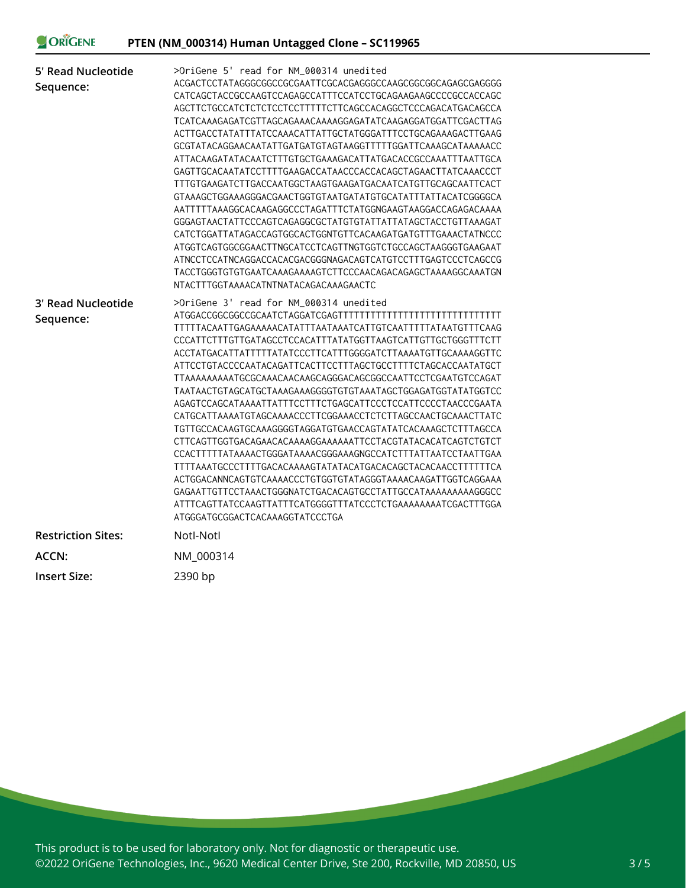| | |
|---|---|
| **5' Read Nucleotide Sequence:** | >OriGene 5' read for NM_000314 unedited<br>ACGACTCCTATAGGGCGGCCGCGAATTCGCACGAGGGCCAAGCGGCGGCAGAGCGAGGGG<br>CATCAGCTACCGCCAAGTCCAGAGCCATTTCCATCCTGCAGAAGAAGCCCCGCCACCAGC<br>AGCTTCTGCCATCTCTCTCCTCCTTTTTCTTCAGCCACAGGCTCCCAGACATGACAGCCA<br>TCATCAAAGAGATCGTTAGCAGAAACAAAAGGAGATATCAAGAGGATGGATTCGACTTAG<br>ACTTGACCTATATTTATCCAAACATTATTGCTATGGGATTTCCTGCAGAAAGACTTGAAG<br>GCGTATACAGGAACAATATTGATGATGTAGTAAGGTTTTTGGATTCAAAGCATAAAAACC<br>ATTACAAGATATACAATCTTTGTGCTGAAAGACATTATGACACCGCCAAATTTAATTGCA<br>GAGTTGCACAATATCCTTTTGAAGACCATAACCCACCACAGCTAGAACTTATCAAACCCT<br>TTTGTGAAGATCTTGACCAATGGCTAAGTGAAGATGACAATCATGTTGCAGCAATTCACT<br>GTAAAGCTGGAAAGGGACGAACTGGTGTAATGATATGTGCATATTTATTACATCGGGGCA<br>AATTTTTAAAGGCACAAGAGGCCCTAGATTTCTATGGNGAAGTAAGGACCAGAGACAAAA<br>GGGAGTAACTATTCCCAGTCAGAGGCGCTATGTGTATTATTATAGCTACCTGTTAAAGAT<br>CATCTGGATTATAGACCAGTGGCACTGGNTGTTCACAAGATGATGTTTGAAACTATNCCC<br>ATGGTCAGTGGCGGAACTTNGCATCCTCAGTTNGTGGTCTGCCAGCTAAGGGTGAAGAAT<br>ATNCCTCCATNCAGGACCACACGACGGGNAGACAGTCATGTCCTTTGAGTCCCTCAGCCG<br>TACCTGGGTGTGTGAATCAAAGAAAAGTCTTCCCAACAGACAGAGCTAAAAGGCAAATGN<br>NTACTTTGGTAAAACATNTNATACAGACAAAGAACTC |
| **3' Read Nucleotide Sequence:** | >OriGene 3' read for NM_000314 unedited<br>ATGGACCGGCGGCCGCAATCTAGGATCGAGTTTTTTTTTTTTTTTTTTTTTTTTTTTTTT<br>TTTTTACAATTGAGAAAAACATATTTAATAAATCATTGTCAATTTTTATAATGTTTCAAG<br>CCCATTCTTTGTTGATAGCCTCCACATTTATATGGTTAAGTCATTGTTGCTGGGTTTCTT<br>ACCTATGACATTATTTTTATATCCCTTCATTTGGGGATCTTAAAATGTTGCAAAAGGTTC<br>ATTCCTGTACCCCAATACAGATTCACTTCCTTTAGCTGCCTTTTCTAGCACCAATATGCT<br>TTAAAAAAAAATGCGCAAACAACAAGCAGGGACAGCGGCCAATTCCTCGAATGTCCAGAT<br>TAATAACTGTAGCATGCTAAAGAAAGGGGTGTGTAAATAGCTGGAGATGGTATATGGTCC<br>AGAGTCCAGCATAAAATTATTTCCTTTCTGAGCATTCCCTCCATTCCCCTAACCCGAATA<br>CATGCATTAAAATGTAGCAAAACCCTTCGGAAACCTCTCTTAGCCAACTGCAAACTTATC<br>TGTTGCCACAAGTGCAAAGGGGTAGGATGTGAACCAGTATATCACAAAGCTCTTTAGCCA<br>CTTCAGTTGGTGACAGAACACAAAAGGAAAAAATTCCTACGTATACACATCAGTCTGTCT<br>CCACTTTTTATAAAACTGGGATAAAACGGGAAAGNGCCATCTTTATTAATCCTAATTGAA<br>TTTTAAATGCCCTTTTGACACAAAAGTATATACATGACACAGCTACACAACCTTTTTTCA<br>ACTGGACANNCAGTGTCAAAACCCTGTGGTGTATAGGGTAAAACAAGATTGGTCAGGAAA<br>GAGAATTGTTCCTAAACTGGGNATCTGACACAGTGCCTATTGCCATAAAAAAAAAGGGCC<br>ATTTCAGTTATCCAAGTTATTTCATGGGGTTTATCCCTCTGAAAAAAAAATCGACTTTGGA<br>ATGGGATGCGGACTCACAAAGGTATCCCTGA |
| **Restriction Sites:** | NotI-NotI |
| **ACCN:** | NM_000314 |
| **Insert Size:** | 2390 bp |

This product is to be used for laboratory only. Not for diagnostic or therapeutic use.
©2022 OriGene Technologies, Inc., 9620 Medical Center Drive, Ste 200, Rockville, MD 20850, US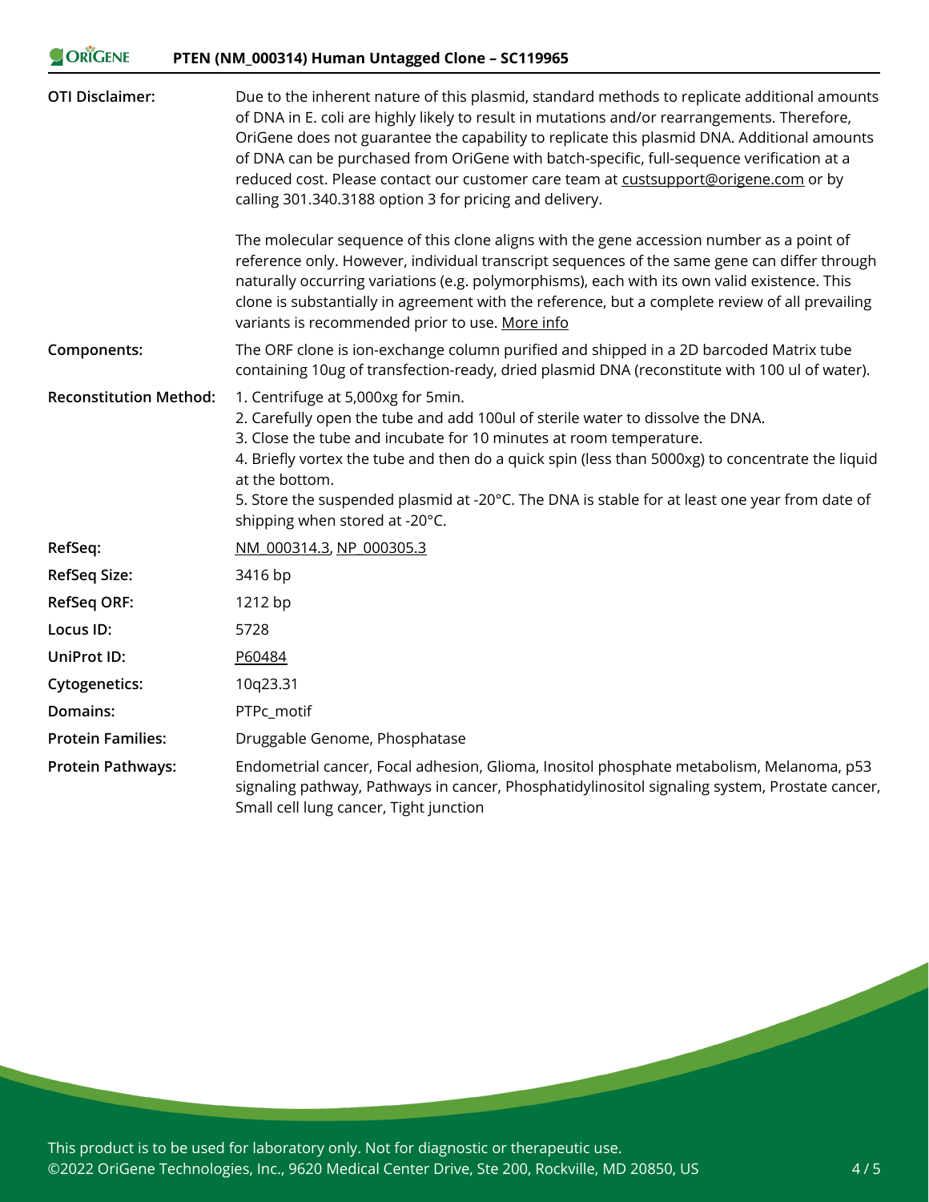| | |
|---|---|
| **OTI Disclaimer:** | Due to the inherent nature of this plasmid, standard methods to replicate additional amounts of DNA in E. coli are highly likely to result in mutations and/or rearrangements. Therefore, OriGene does not guarantee the capability to replicate this plasmid DNA. Additional amounts of DNA can be purchased from OriGene with batch-specific, full-sequence verification at a reduced cost. Please contact our customer care team at custsupport@origene.com or by calling 301.340.3188 option 3 for pricing and delivery.<br><br>The molecular sequence of this clone aligns with the gene accession number as a point of reference only. However, individual transcript sequences of the same gene can differ through naturally occurring variations (e.g. polymorphisms), each with its own valid existence. This clone is substantially in agreement with the reference, but a complete review of all prevailing variants is recommended prior to use. More info |
| **Components:** | The ORF clone is ion-exchange column purified and shipped in a 2D barcoded Matrix tube containing 10ug of transfection-ready, dried plasmid DNA (reconstitute with 100 ul of water). |
| **Reconstitution Method:** | 1. Centrifuge at 5,000xg for 5min.<br>2. Carefully open the tube and add 100ul of sterile water to dissolve the DNA.<br>3. Close the tube and incubate for 10 minutes at room temperature.<br>4. Briefly vortex the tube and then do a quick spin (less than 5000xg) to concentrate the liquid at the bottom.<br>5. Store the suspended plasmid at -20°C. The DNA is stable for at least one year from date of shipping when stored at -20°C. |
| **RefSeq:** | NM_000314.3, NP_000305.3 |
| **RefSeq Size:** | 3416 bp |
| **RefSeq ORF:** | 1212 bp |
| **Locus ID:** | 5728 |
| **UniProt ID:** | P60484 |
| **Cytogenetics:** | 10q23.31 |
| **Domains:** | PTPc_motif |
| **Protein Families:** | Druggable Genome, Phosphatase |
| **Protein Pathways:** | Endometrial cancer, Focal adhesion, Glioma, Inositol phosphate metabolism, Melanoma, p53 signaling pathway, Pathways in cancer, Phosphatidylinositol signaling system, Prostate cancer, Small cell lung cancer, Tight junction |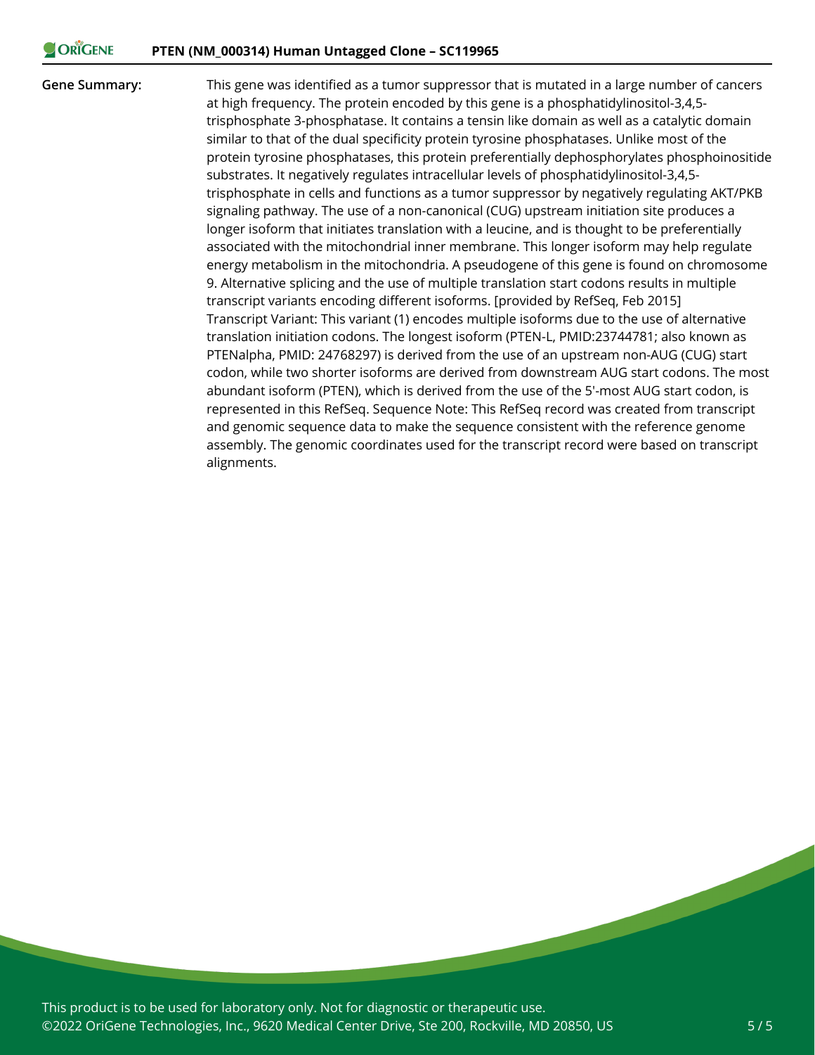**Gene Summary:** This gene was identified as a tumor suppressor that is mutated in a large number of cancers at high frequency. The protein encoded by this gene is a phosphatidylinositol-3,4,5-trisphosphate 3-phosphatase. It contains a tensin like domain as well as a catalytic domain similar to that of the dual specificity protein tyrosine phosphatases. Unlike most of the protein tyrosine phosphatases, this protein preferentially dephosphorylates phosphoinositide substrates. It negatively regulates intracellular levels of phosphatidylinositol-3,4,5-trisphosphate in cells and functions as a tumor suppressor by negatively regulating AKT/PKB signaling pathway. The use of a non-canonical (CUG) upstream initiation site produces a longer isoform that initiates translation with a leucine, and is thought to be preferentially associated with the mitochondrial inner membrane. This longer isoform may help regulate energy metabolism in the mitochondria. A pseudogene of this gene is found on chromosome 9. Alternative splicing and the use of multiple translation start codons results in multiple transcript variants encoding different isoforms. [provided by RefSeq, Feb 2015]
Transcript Variant: This variant (1) encodes multiple isoforms due to the use of alternative translation initiation codons. The longest isoform (PTEN-L, PMID:23744781; also known as PTENalpha, PMID: 24768297) is derived from the use of an upstream non-AUG (CUG) start codon, while two shorter isoforms are derived from downstream AUG start codons. The most abundant isoform (PTEN), which is derived from the use of the 5'-most AUG start codon, is represented in this RefSeq. Sequence Note: This RefSeq record was created from transcript and genomic sequence data to make the sequence consistent with the reference genome assembly. The genomic coordinates used for the transcript record were based on transcript alignments.

This product is to be used for laboratory only. Not for diagnostic or therapeutic use.
©2022 OriGene Technologies, Inc., 9620 Medical Center Drive, Ste 200, Rockville, MD 20850, US